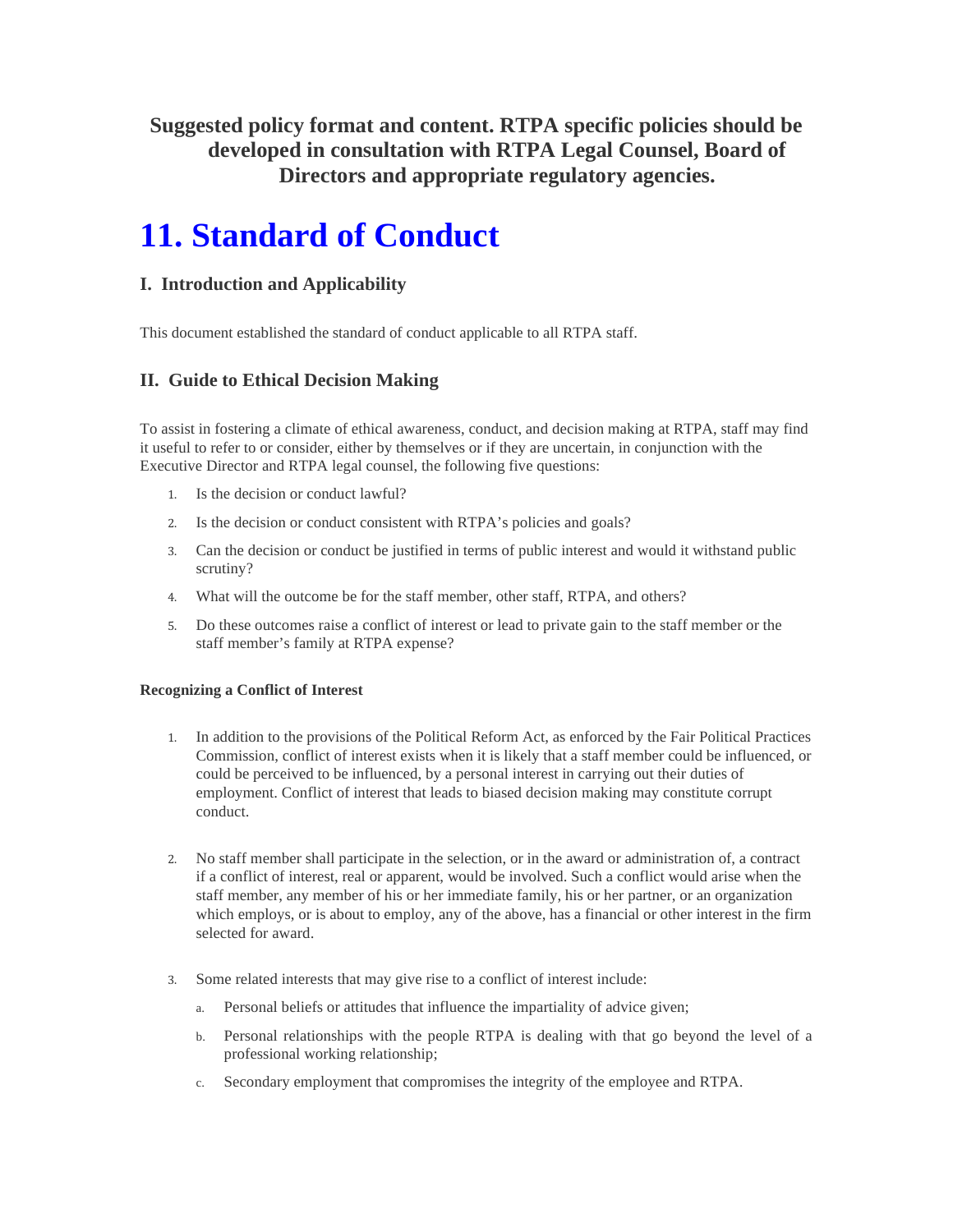**Suggested policy format and content. RTPA specific policies should be developed in consultation with RTPA Legal Counsel, Board of Directors and appropriate regulatory agencies.**

# 11. Standard of Conduct

## I. Introduction and Applicability

This document established the standard of conduct applicable to all RTPA staff.

## II. Guide to Ethical Decision Making

To assist in fostering a climate of ethical awareness, conduct, and decision making at RTPA, staff may find it useful to refer to or consider, either by themselves or if they are uncertain, in conjunction with the Executive Director and RTPA legal counsel, the following five questions:

1. Is the decision or conduct lawful?
2. Is the decision or conduct consistent with RTPA's policies and goals?
3. Can the decision or conduct be justified in terms of public interest and would it withstand public scrutiny?
4. What will the outcome be for the staff member, other staff, RTPA, and others?
5. Do these outcomes raise a conflict of interest or lead to private gain to the staff member or the staff member's family at RTPA expense?

#### Recognizing a Conflict of Interest

1. In addition to the provisions of the Political Reform Act, as enforced by the Fair Political Practices Commission, conflict of interest exists when it is likely that a staff member could be influenced, or could be perceived to be influenced, by a personal interest in carrying out their duties of employment. Conflict of interest that leads to biased decision making may constitute corrupt conduct.

2. No staff member shall participate in the selection, or in the award or administration of, a contract if a conflict of interest, real or apparent, would be involved. Such a conflict would arise when the staff member, any member of his or her immediate family, his or her partner, or an organization which employs, or is about to employ, any of the above, has a financial or other interest in the firm selected for award.

3. Some related interests that may give rise to a conflict of interest include:
   a. Personal beliefs or attitudes that influence the impartiality of advice given;
   b. Personal relationships with the people RTPA is dealing with that go beyond the level of a professional working relationship;
   c. Secondary employment that compromises the integrity of the employee and RTPA.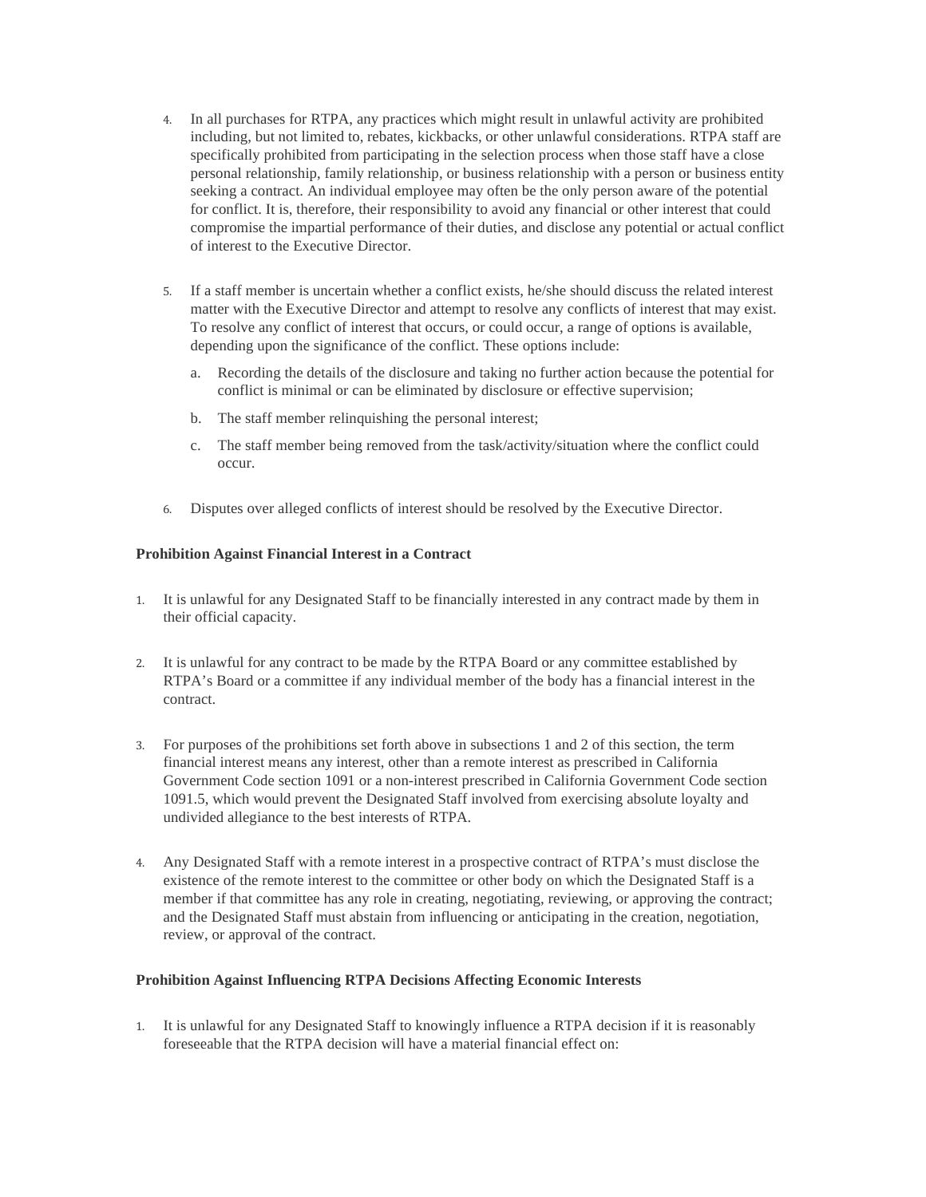4. In all purchases for RTPA, any practices which might result in unlawful activity are prohibited including, but not limited to, rebates, kickbacks, or other unlawful considerations. RTPA staff are specifically prohibited from participating in the selection process when those staff have a close personal relationship, family relationship, or business relationship with a person or business entity seeking a contract. An individual employee may often be the only person aware of the potential for conflict. It is, therefore, their responsibility to avoid any financial or other interest that could compromise the impartial performance of their duties, and disclose any potential or actual conflict of interest to the Executive Director.

5. If a staff member is uncertain whether a conflict exists, he/she should discuss the related interest matter with the Executive Director and attempt to resolve any conflicts of interest that may exist. To resolve any conflict of interest that occurs, or could occur, a range of options is available, depending upon the significance of the conflict. These options include:

   a. Recording the details of the disclosure and taking no further action because the potential for conflict is minimal or can be eliminated by disclosure or effective supervision;

   b. The staff member relinquishing the personal interest;

   c. The staff member being removed from the task/activity/situation where the conflict could occur.

6. Disputes over alleged conflicts of interest should be resolved by the Executive Director.

**Prohibition Against Financial Interest in a Contract**

1. It is unlawful for any Designated Staff to be financially interested in any contract made by them in their official capacity.

2. It is unlawful for any contract to be made by the RTPA Board or any committee established by RTPA's Board or a committee if any individual member of the body has a financial interest in the contract.

3. For purposes of the prohibitions set forth above in subsections 1 and 2 of this section, the term financial interest means any interest, other than a remote interest as prescribed in California Government Code section 1091 or a non-interest prescribed in California Government Code section 1091.5, which would prevent the Designated Staff involved from exercising absolute loyalty and undivided allegiance to the best interests of RTPA.

4. Any Designated Staff with a remote interest in a prospective contract of RTPA's must disclose the existence of the remote interest to the committee or other body on which the Designated Staff is a member if that committee has any role in creating, negotiating, reviewing, or approving the contract; and the Designated Staff must abstain from influencing or anticipating in the creation, negotiation, review, or approval of the contract.

**Prohibition Against Influencing RTPA Decisions Affecting Economic Interests**

1. It is unlawful for any Designated Staff to knowingly influence a RTPA decision if it is reasonably foreseeable that the RTPA decision will have a material financial effect on: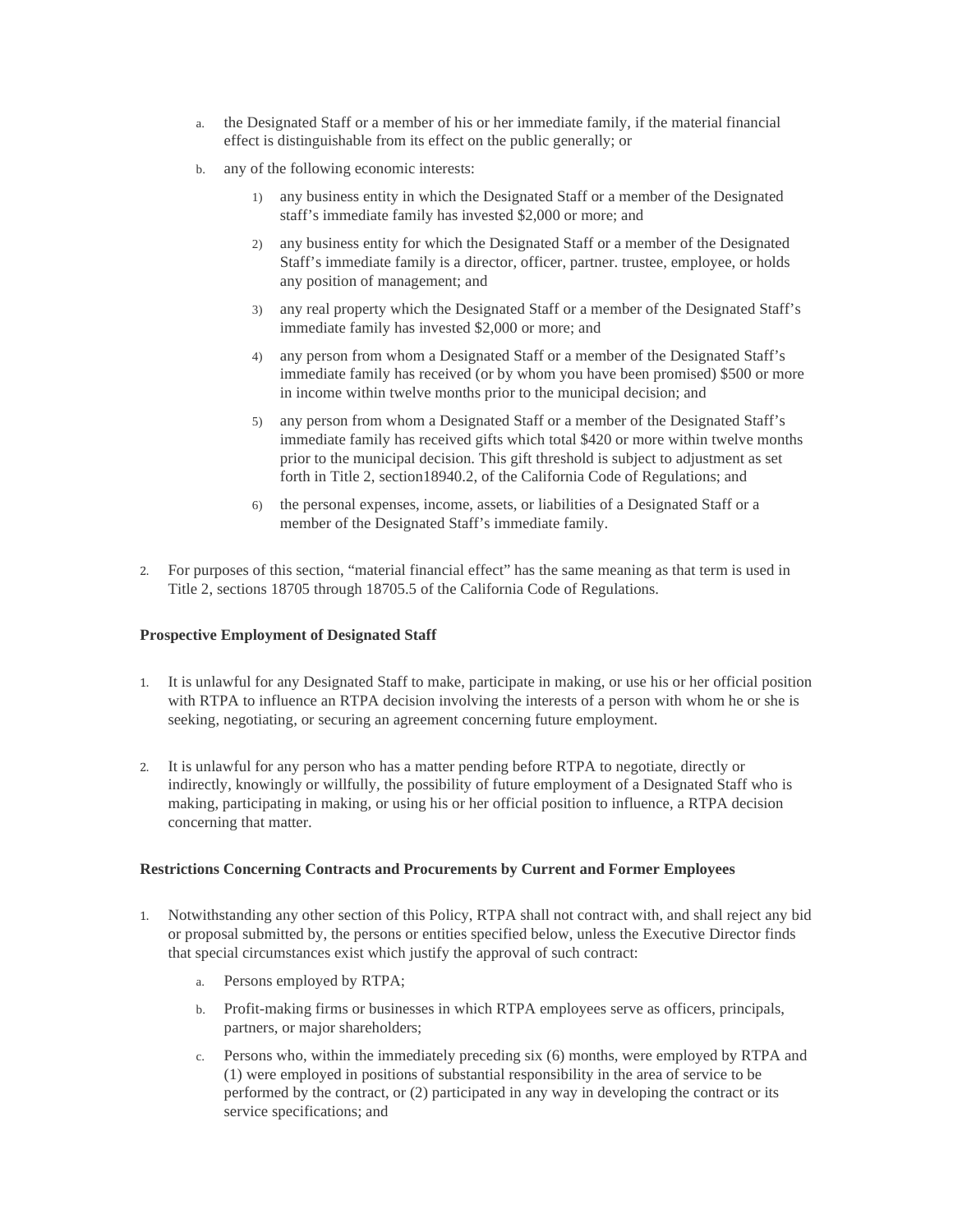a. the Designated Staff or a member of his or her immediate family, if the material financial effect is distinguishable from its effect on the public generally; or

b. any of the following economic interests:

   1) any business entity in which the Designated Staff or a member of the Designated staff's immediate family has invested $2,000 or more; and

   2) any business entity for which the Designated Staff or a member of the Designated Staff's immediate family is a director, officer, partner. trustee, employee, or holds any position of management; and

   3) any real property which the Designated Staff or a member of the Designated Staff's immediate family has invested $2,000 or more; and

   4) any person from whom a Designated Staff or a member of the Designated Staff's immediate family has received (or by whom you have been promised) $500 or more in income within twelve months prior to the municipal decision; and

   5) any person from whom a Designated Staff or a member of the Designated Staff's immediate family has received gifts which total $420 or more within twelve months prior to the municipal decision. This gift threshold is subject to adjustment as set forth in Title 2, section18940.2, of the California Code of Regulations; and

   6) the personal expenses, income, assets, or liabilities of a Designated Staff or a member of the Designated Staff's immediate family.

2. For purposes of this section, "material financial effect" has the same meaning as that term is used in Title 2, sections 18705 through 18705.5 of the California Code of Regulations.

**Prospective Employment of Designated Staff**

1. It is unlawful for any Designated Staff to make, participate in making, or use his or her official position with RTPA to influence an RTPA decision involving the interests of a person with whom he or she is seeking, negotiating, or securing an agreement concerning future employment.

2. It is unlawful for any person who has a matter pending before RTPA to negotiate, directly or indirectly, knowingly or willfully, the possibility of future employment of a Designated Staff who is making, participating in making, or using his or her official position to influence, a RTPA decision concerning that matter.

**Restrictions Concerning Contracts and Procurements by Current and Former Employees**

1. Notwithstanding any other section of this Policy, RTPA shall not contract with, and shall reject any bid or proposal submitted by, the persons or entities specified below, unless the Executive Director finds that special circumstances exist which justify the approval of such contract:

   a. Persons employed by RTPA;

   b. Profit-making firms or businesses in which RTPA employees serve as officers, principals, partners, or major shareholders;

   c. Persons who, within the immediately preceding six (6) months, were employed by RTPA and (1) were employed in positions of substantial responsibility in the area of service to be performed by the contract, or (2) participated in any way in developing the contract or its service specifications; and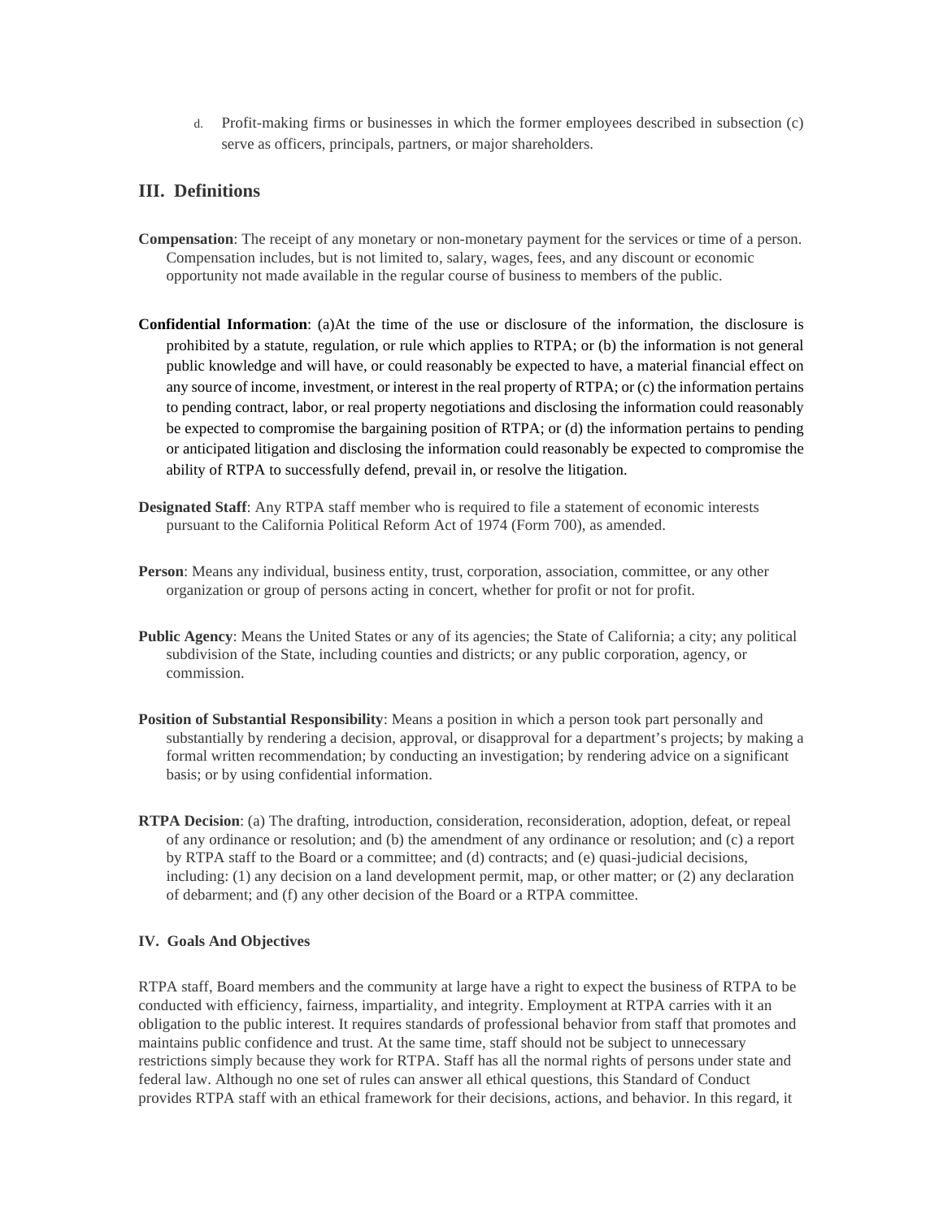d. Profit-making firms or businesses in which the former employees described in subsection (c) serve as officers, principals, partners, or major shareholders.

## III. Definitions

**Compensation**: The receipt of any monetary or non-monetary payment for the services or time of a person. Compensation includes, but is not limited to, salary, wages, fees, and any discount or economic opportunity not made available in the regular course of business to members of the public.

**Confidential Information**: (a)At the time of the use or disclosure of the information, the disclosure is prohibited by a statute, regulation, or rule which applies to RTPA; or (b) the information is not general public knowledge and will have, or could reasonably be expected to have, a material financial effect on any source of income, investment, or interest in the real property of RTPA; or (c) the information pertains to pending contract, labor, or real property negotiations and disclosing the information could reasonably be expected to compromise the bargaining position of RTPA; or (d) the information pertains to pending or anticipated litigation and disclosing the information could reasonably be expected to compromise the ability of RTPA to successfully defend, prevail in, or resolve the litigation.

**Designated Staff**: Any RTPA staff member who is required to file a statement of economic interests pursuant to the California Political Reform Act of 1974 (Form 700), as amended.

**Person**: Means any individual, business entity, trust, corporation, association, committee, or any other organization or group of persons acting in concert, whether for profit or not for profit.

**Public Agency**: Means the United States or any of its agencies; the State of California; a city; any political subdivision of the State, including counties and districts; or any public corporation, agency, or commission.

**Position of Substantial Responsibility**: Means a position in which a person took part personally and substantially by rendering a decision, approval, or disapproval for a department's projects; by making a formal written recommendation; by conducting an investigation; by rendering advice on a significant basis; or by using confidential information.

**RTPA Decision**: (a) The drafting, introduction, consideration, reconsideration, adoption, defeat, or repeal of any ordinance or resolution; and (b) the amendment of any ordinance or resolution; and (c) a report by RTPA staff to the Board or a committee; and (d) contracts; and (e) quasi-judicial decisions, including: (1) any decision on a land development permit, map, or other matter; or (2) any declaration of debarment; and (f) any other decision of the Board or a RTPA committee.

### IV. Goals And Objectives

RTPA staff, Board members and the community at large have a right to expect the business of RTPA to be conducted with efficiency, fairness, impartiality, and integrity. Employment at RTPA carries with it an obligation to the public interest. It requires standards of professional behavior from staff that promotes and maintains public confidence and trust. At the same time, staff should not be subject to unnecessary restrictions simply because they work for RTPA. Staff has all the normal rights of persons under state and federal law. Although no one set of rules can answer all ethical questions, this Standard of Conduct provides RTPA staff with an ethical framework for their decisions, actions, and behavior. In this regard, it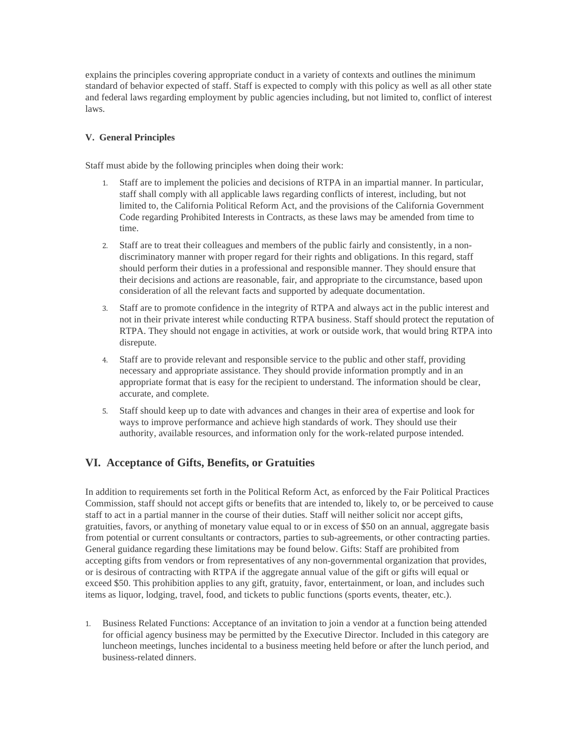explains the principles covering appropriate conduct in a variety of contexts and outlines the minimum standard of behavior expected of staff. Staff is expected to comply with this policy as well as all other state and federal laws regarding employment by public agencies including, but not limited to, conflict of interest laws.

**V. General Principles**

Staff must abide by the following principles when doing their work:

1. Staff are to implement the policies and decisions of RTPA in an impartial manner. In particular, staff shall comply with all applicable laws regarding conflicts of interest, including, but not limited to, the California Political Reform Act, and the provisions of the California Government Code regarding Prohibited Interests in Contracts, as these laws may be amended from time to time.
2. Staff are to treat their colleagues and members of the public fairly and consistently, in a non-discriminatory manner with proper regard for their rights and obligations. In this regard, staff should perform their duties in a professional and responsible manner. They should ensure that their decisions and actions are reasonable, fair, and appropriate to the circumstance, based upon consideration of all the relevant facts and supported by adequate documentation.
3. Staff are to promote confidence in the integrity of RTPA and always act in the public interest and not in their private interest while conducting RTPA business. Staff should protect the reputation of RTPA. They should not engage in activities, at work or outside work, that would bring RTPA into disrepute.
4. Staff are to provide relevant and responsible service to the public and other staff, providing necessary and appropriate assistance. They should provide information promptly and in an appropriate format that is easy for the recipient to understand. The information should be clear, accurate, and complete.
5. Staff should keep up to date with advances and changes in their area of expertise and look for ways to improve performance and achieve high standards of work. They should use their authority, available resources, and information only for the work-related purpose intended.

## VI. Acceptance of Gifts, Benefits, or Gratuities

In addition to requirements set forth in the Political Reform Act, as enforced by the Fair Political Practices Commission, staff should not accept gifts or benefits that are intended to, likely to, or be perceived to cause staff to act in a partial manner in the course of their duties. Staff will neither solicit nor accept gifts, gratuities, favors, or anything of monetary value equal to or in excess of $50 on an annual, aggregate basis from potential or current consultants or contractors, parties to sub-agreements, or other contracting parties. General guidance regarding these limitations may be found below. Gifts: Staff are prohibited from accepting gifts from vendors or from representatives of any non-governmental organization that provides, or is desirous of contracting with RTPA if the aggregate annual value of the gift or gifts will equal or exceed $50. This prohibition applies to any gift, gratuity, favor, entertainment, or loan, and includes such items as liquor, lodging, travel, food, and tickets to public functions (sports events, theater, etc.).

1. Business Related Functions: Acceptance of an invitation to join a vendor at a function being attended for official agency business may be permitted by the Executive Director. Included in this category are luncheon meetings, lunches incidental to a business meeting held before or after the lunch period, and business-related dinners.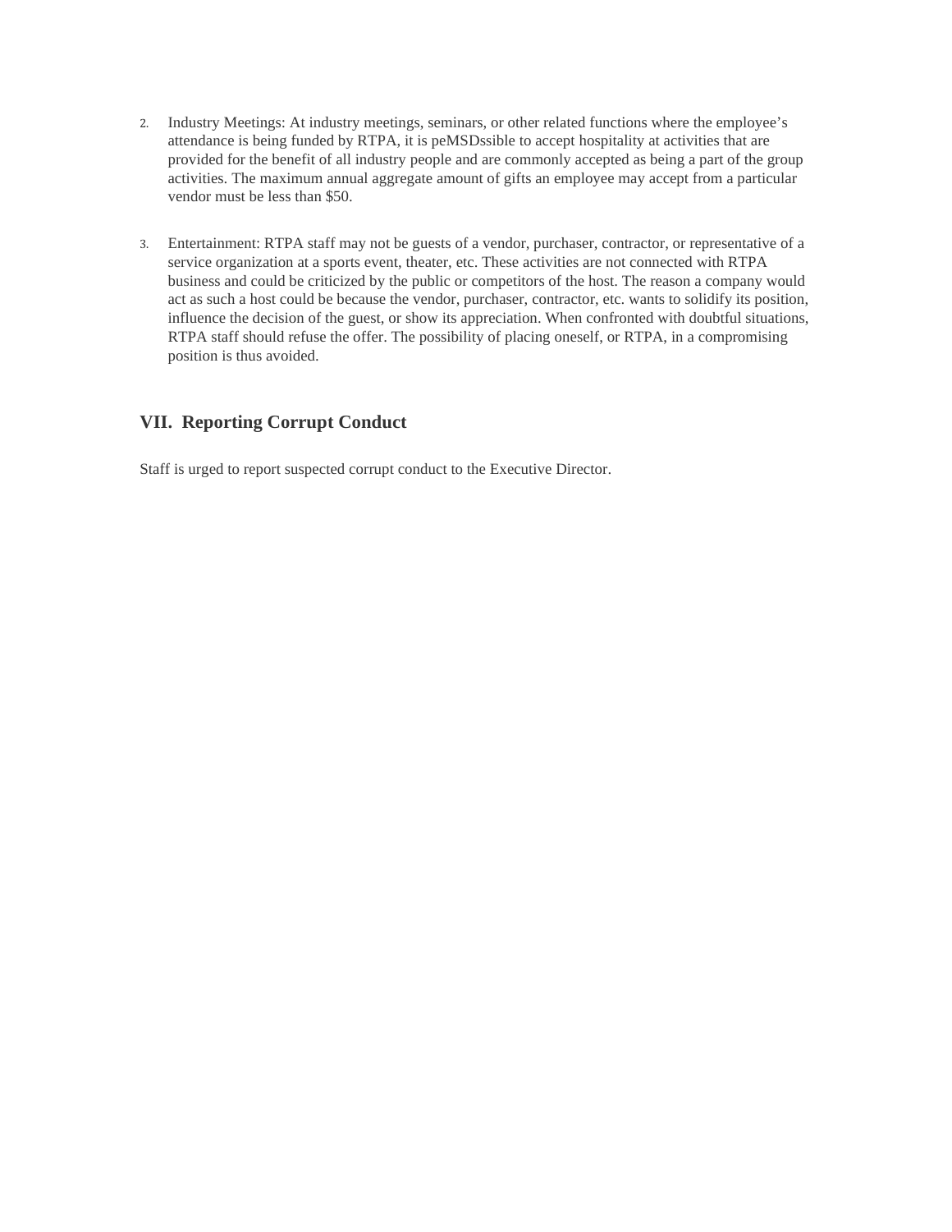2. Industry Meetings: At industry meetings, seminars, or other related functions where the employee's attendance is being funded by RTPA, it is peMSDssible to accept hospitality at activities that are provided for the benefit of all industry people and are commonly accepted as being a part of the group activities. The maximum annual aggregate amount of gifts an employee may accept from a particular vendor must be less than $50.

3. Entertainment: RTPA staff may not be guests of a vendor, purchaser, contractor, or representative of a service organization at a sports event, theater, etc. These activities are not connected with RTPA business and could be criticized by the public or competitors of the host. The reason a company would act as such a host could be because the vendor, purchaser, contractor, etc. wants to solidify its position, influence the decision of the guest, or show its appreciation. When confronted with doubtful situations, RTPA staff should refuse the offer. The possibility of placing oneself, or RTPA, in a compromising position is thus avoided.

## VII. Reporting Corrupt Conduct

Staff is urged to report suspected corrupt conduct to the Executive Director.